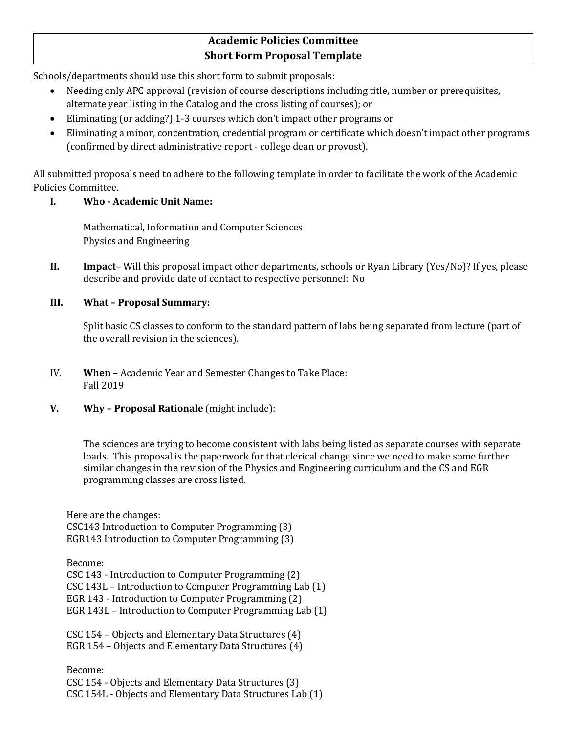# Academic Policies Committee
# Short Form Proposal Template

Schools/departments should use this short form to submit proposals:

- Needing only APC approval (revision of course descriptions including title, number or prerequisites, alternate year listing in the Catalog and the cross listing of courses); or
- Eliminating (or adding?) 1-3 courses which don't impact other programs or
- Eliminating a minor, concentration, credential program or certificate which doesn't impact other programs (confirmed by direct administrative report - college dean or provost).

All submitted proposals need to adhere to the following template in order to facilitate the work of the Academic Policies Committee.

**I. Who - Academic Unit Name:**

Mathematical, Information and Computer Sciences
Physics and Engineering

**II. Impact**– Will this proposal impact other departments, schools or Ryan Library (Yes/No)? If yes, please describe and provide date of contact to respective personnel: No

**III. What – Proposal Summary:**

Split basic CS classes to conform to the standard pattern of labs being separated from lecture (part of the overall revision in the sciences).

IV. **When** – Academic Year and Semester Changes to Take Place:
Fall 2019

**V. Why – Proposal Rationale** (might include):

The sciences are trying to become consistent with labs being listed as separate courses with separate loads. This proposal is the paperwork for that clerical change since we need to make some further similar changes in the revision of the Physics and Engineering curriculum and the CS and EGR programming classes are cross listed.

Here are the changes:
CSC143 Introduction to Computer Programming (3)
EGR143 Introduction to Computer Programming (3)

Become:
CSC 143 - Introduction to Computer Programming (2)
CSC 143L – Introduction to Computer Programming Lab (1)
EGR 143 - Introduction to Computer Programming (2)
EGR 143L – Introduction to Computer Programming Lab (1)

CSC 154 – Objects and Elementary Data Structures (4)
EGR 154 – Objects and Elementary Data Structures (4)

Become:
CSC 154 - Objects and Elementary Data Structures (3)
CSC 154L - Objects and Elementary Data Structures Lab (1)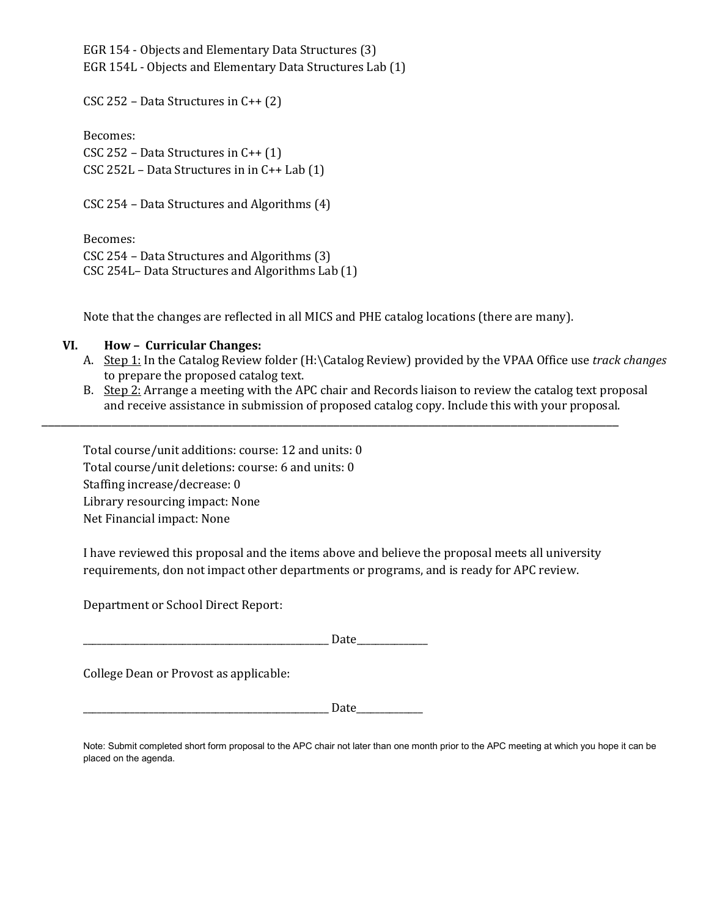EGR 154 - Objects and Elementary Data Structures (3)
EGR 154L - Objects and Elementary Data Structures Lab (1)

CSC 252 – Data Structures in C++ (2)

Becomes:
CSC 252 – Data Structures in C++ (1)
CSC 252L – Data Structures in in C++ Lab (1)

CSC 254 – Data Structures and Algorithms (4)

Becomes:
CSC 254 – Data Structures and Algorithms (3)
CSC 254L– Data Structures and Algorithms Lab (1)

Note that the changes are reflected in all MICS and PHE catalog locations (there are many).

### VI. How – Curricular Changes:

A. Step 1: In the Catalog Review folder (H:\Catalog Review) provided by the VPAA Office use *track changes* to prepare the proposed catalog text.
B. Step 2: Arrange a meeting with the APC chair and Records liaison to review the catalog text proposal and receive assistance in submission of proposed catalog copy. Include this with your proposal.

---

Total course/unit additions: course: 12 and units: 0
Total course/unit deletions: course: 6 and units: 0
Staffing increase/decrease: 0
Library resourcing impact: None
Net Financial impact: None

I have reviewed this proposal and the items above and believe the proposal meets all university requirements, don not impact other departments or programs, and is ready for APC review.

Department or School Direct Report:

\_\_\_\_\_\_\_\_\_\_\_\_\_\_\_\_\_\_\_\_\_\_\_\_\_\_\_\_\_\_\_\_\_\_\_\_\_\_\_\_\_\_\_\_ Date\_\_\_\_\_\_\_\_\_\_\_\_\_\_

College Dean or Provost as applicable:

\_\_\_\_\_\_\_\_\_\_\_\_\_\_\_\_\_\_\_\_\_\_\_\_\_\_\_\_\_\_\_\_\_\_\_\_\_\_\_\_\_\_\_\_ Date\_\_\_\_\_\_\_\_\_\_\_\_\_\_

Note: Submit completed short form proposal to the APC chair not later than one month prior to the APC meeting at which you hope it can be placed on the agenda.